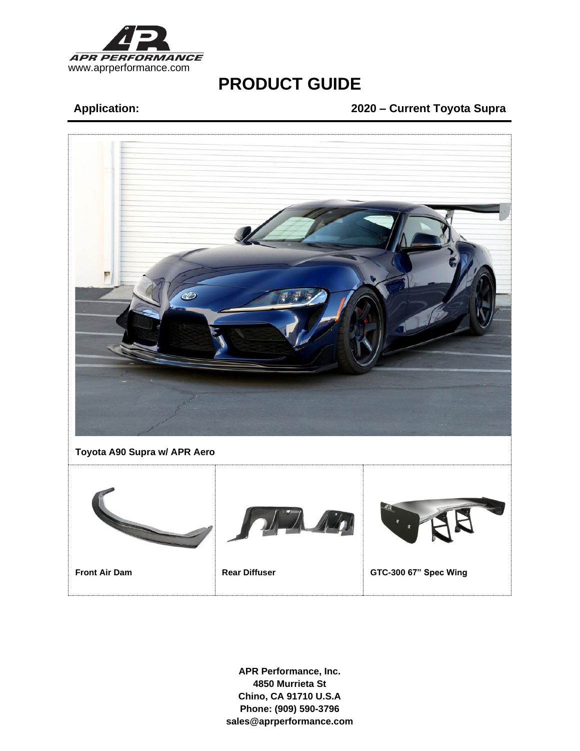APR PERFORMANCE
www.aprperformance.com

# PRODUCT GUIDE

**Application:** **2020 – Current Toyota Supra**

**Toyota A90 Supra w/ APR Aero**

| **Front Air Dam** | **Rear Diffuser** | **GTC-300 67" Spec Wing** |
| --- | --- | --- |

**APR Performance, Inc.**
**4850 Murrieta St**
**Chino, CA 91710 U.S.A**
**Phone: (909) 590-3796**
**sales@aprperformance.com**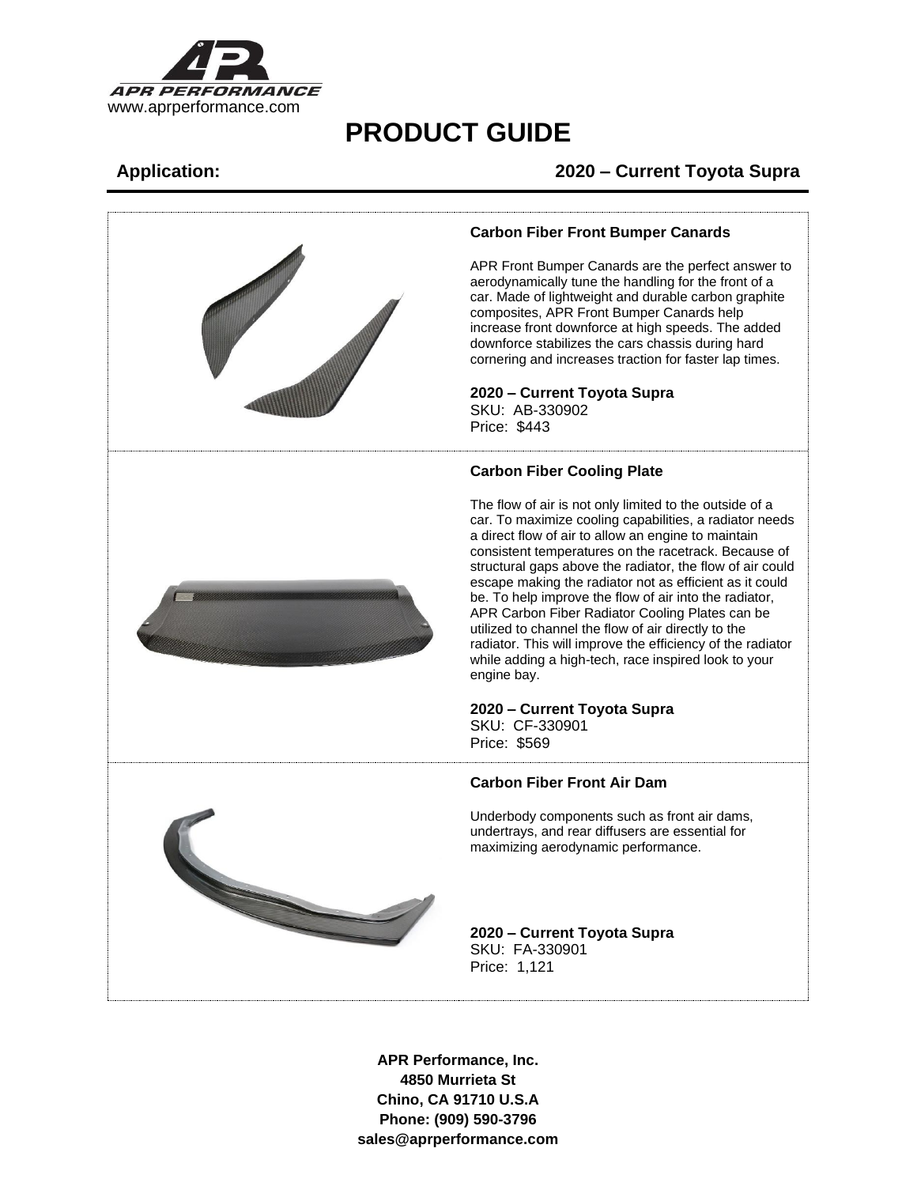APR PERFORMANCE

www.aprperformance.com

# PRODUCT GUIDE

**Application:** **2020 – Current Toyota Supra**

---

### Carbon Fiber Front Bumper Canards

APR Front Bumper Canards are the perfect answer to aerodynamically tune the handling for the front of a car. Made of lightweight and durable carbon graphite composites, APR Front Bumper Canards help increase front downforce at high speeds. The added downforce stabilizes the cars chassis during hard cornering and increases traction for faster lap times.

**2020 – Current Toyota Supra**
SKU: AB-330902
Price: $443

### Carbon Fiber Cooling Plate

The flow of air is not only limited to the outside of a car. To maximize cooling capabilities, a radiator needs a direct flow of air to allow an engine to maintain consistent temperatures on the racetrack. Because of structural gaps above the radiator, the flow of air could escape making the radiator not as efficient as it could be. To help improve the flow of air into the radiator, APR Carbon Fiber Radiator Cooling Plates can be utilized to channel the flow of air directly to the radiator. This will improve the efficiency of the radiator while adding a high-tech, race inspired look to your engine bay.

**2020 – Current Toyota Supra**
SKU: CF-330901
Price: $569

### Carbon Fiber Front Air Dam

Underbody components such as front air dams, undertrays, and rear diffusers are essential for maximizing aerodynamic performance.

**2020 – Current Toyota Supra**
SKU: FA-330901
Price: 1,121

**APR Performance, Inc.**
**4850 Murrieta St**
**Chino, CA 91710 U.S.A**
**Phone: (909) 590-3796**
**sales@aprperformance.com**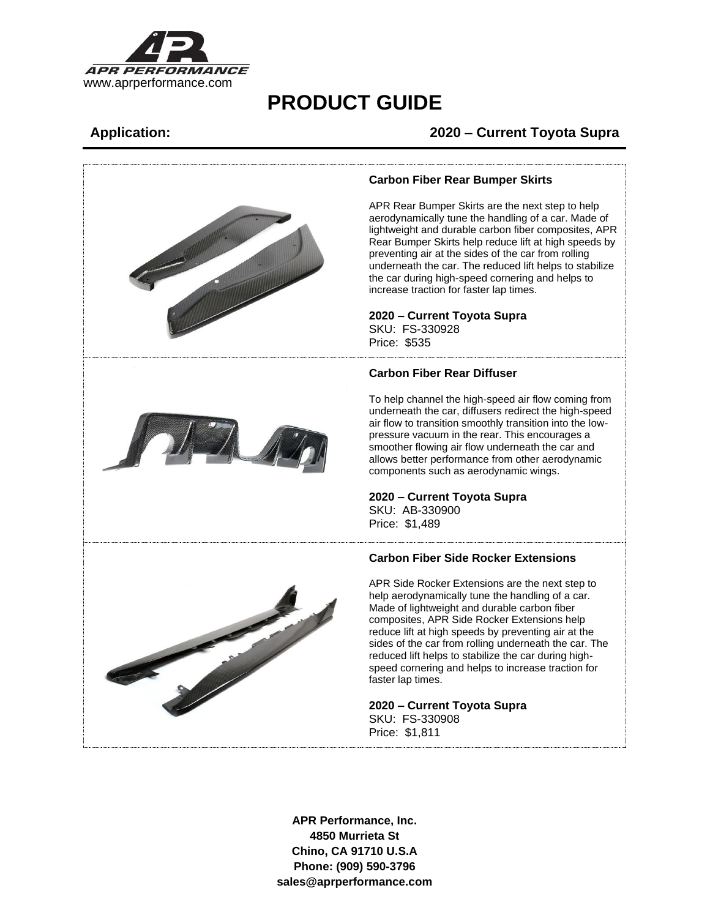www.aprperformance.com

# PRODUCT GUIDE

**Application:** **2020 – Current Toyota Supra**

### Carbon Fiber Rear Bumper Skirts

APR Rear Bumper Skirts are the next step to help aerodynamically tune the handling of a car. Made of lightweight and durable carbon fiber composites, APR Rear Bumper Skirts help reduce lift at high speeds by preventing air at the sides of the car from rolling underneath the car. The reduced lift helps to stabilize the car during high-speed cornering and helps to increase traction for faster lap times.

**2020 – Current Toyota Supra**
SKU: FS-330928
Price: $535

### Carbon Fiber Rear Diffuser

To help channel the high-speed air flow coming from underneath the car, diffusers redirect the high-speed air flow to transition smoothly transition into the low-pressure vacuum in the rear. This encourages a smoother flowing air flow underneath the car and allows better performance from other aerodynamic components such as aerodynamic wings.

**2020 – Current Toyota Supra**
SKU: AB-330900
Price: $1,489

### Carbon Fiber Side Rocker Extensions

APR Side Rocker Extensions are the next step to help aerodynamically tune the handling of a car. Made of lightweight and durable carbon fiber composites, APR Side Rocker Extensions help reduce lift at high speeds by preventing air at the sides of the car from rolling underneath the car. The reduced lift helps to stabilize the car during high-speed cornering and helps to increase traction for faster lap times.

**2020 – Current Toyota Supra**
SKU: FS-330908
Price: $1,811

**APR Performance, Inc.**
**4850 Murrieta St**
**Chino, CA 91710 U.S.A**
**Phone: (909) 590-3796**
**sales@aprperformance.com**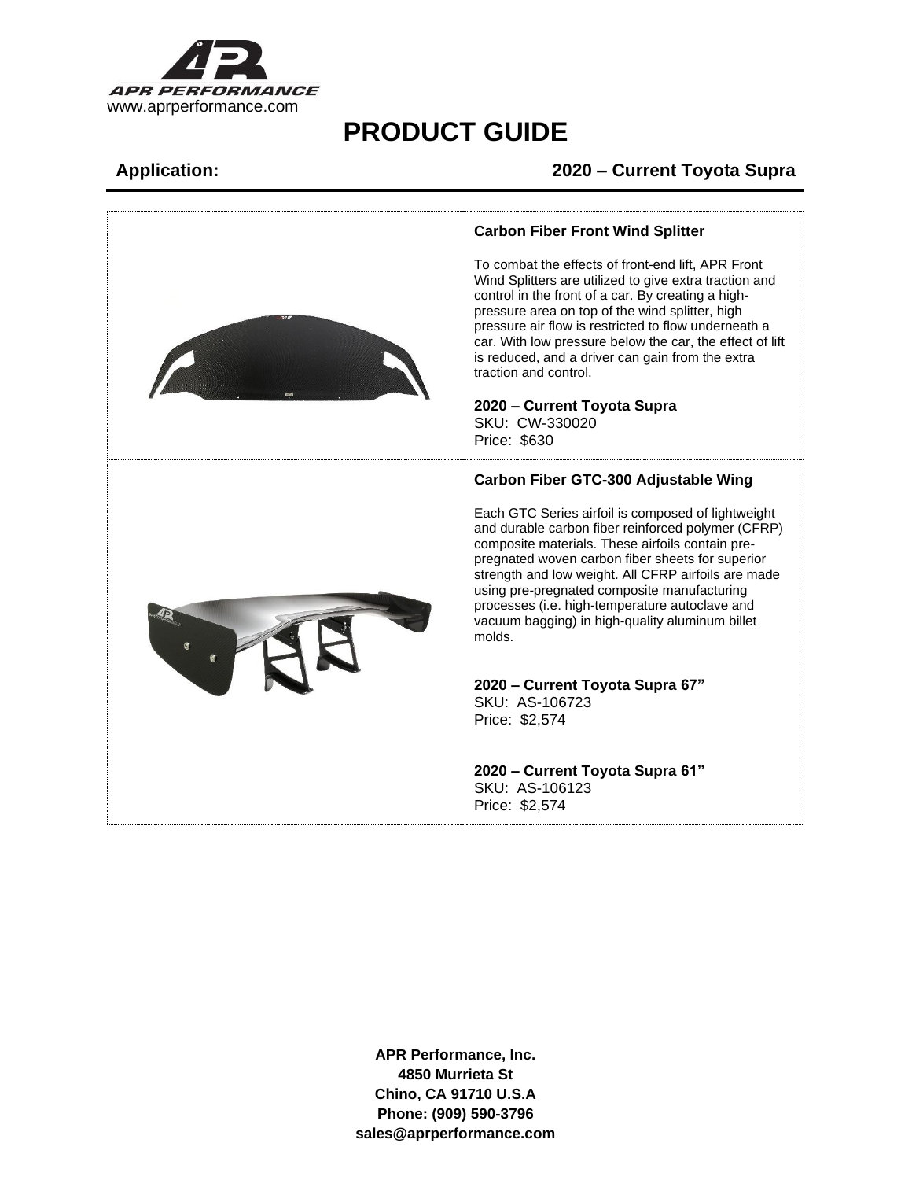APR PERFORMANCE
www.aprperformance.com

# PRODUCT GUIDE

**Application:** **2020 – Current Toyota Supra**

### Carbon Fiber Front Wind Splitter

To combat the effects of front-end lift, APR Front Wind Splitters are utilized to give extra traction and control in the front of a car. By creating a high-pressure area on top of the wind splitter, high pressure air flow is restricted to flow underneath a car. With low pressure below the car, the effect of lift is reduced, and a driver can gain from the extra traction and control.

**2020 – Current Toyota Supra**
SKU: CW-330020
Price: $630

### Carbon Fiber GTC-300 Adjustable Wing

Each GTC Series airfoil is composed of lightweight and durable carbon fiber reinforced polymer (CFRP) composite materials. These airfoils contain pre-pregnated woven carbon fiber sheets for superior strength and low weight. All CFRP airfoils are made using pre-pregnated composite manufacturing processes (i.e. high-temperature autoclave and vacuum bagging) in high-quality aluminum billet molds.

**2020 – Current Toyota Supra 67"**
SKU: AS-106723
Price: $2,574

**2020 – Current Toyota Supra 61"**
SKU: AS-106123
Price: $2,574

**APR Performance, Inc.**
**4850 Murrieta St**
**Chino, CA 91710 U.S.A**
**Phone: (909) 590-3796**
**sales@aprperformance.com**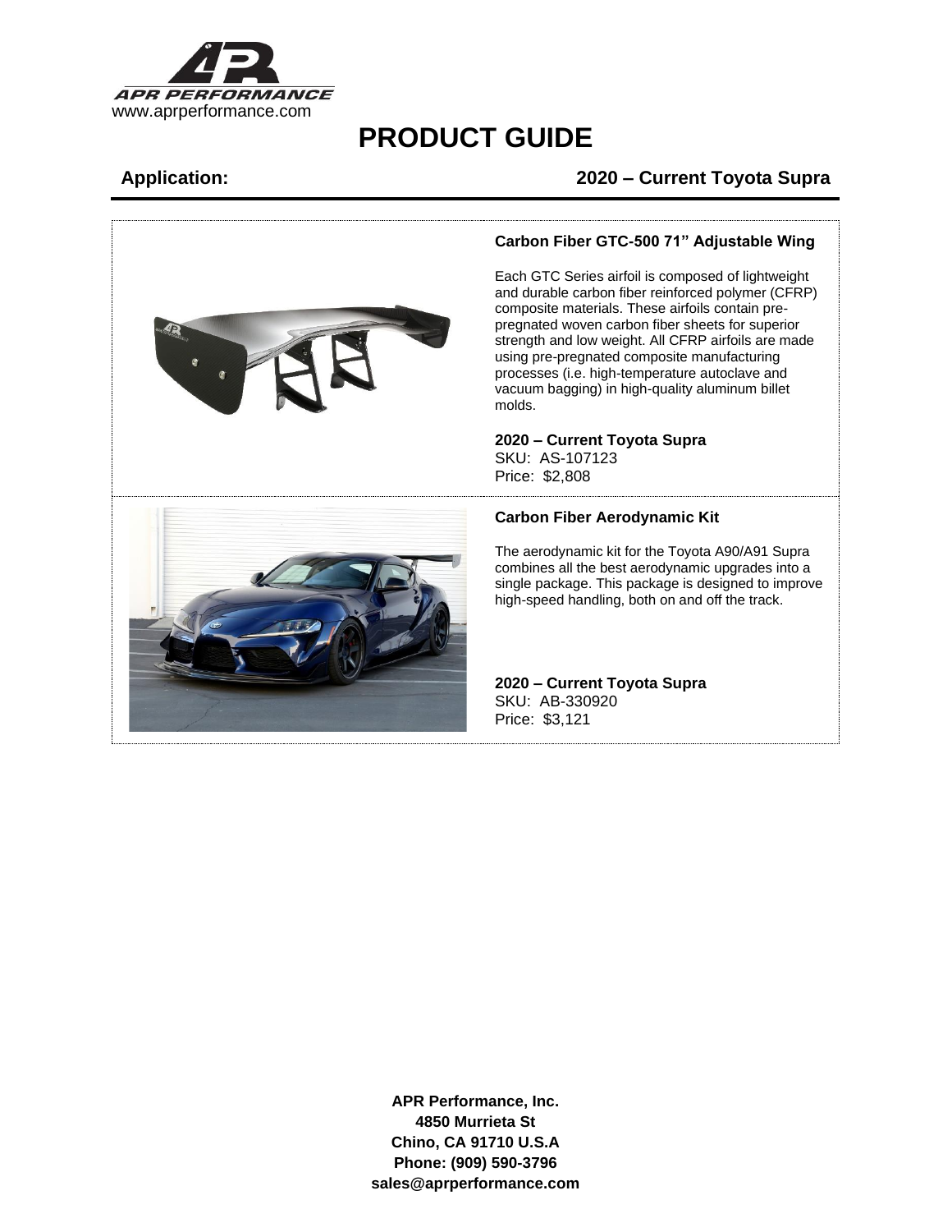APR PERFORMANCE
www.aprperformance.com

# PRODUCT GUIDE

**Application:** **2020 – Current Toyota Supra**

### Carbon Fiber GTC-500 71" Adjustable Wing

Each GTC Series airfoil is composed of lightweight and durable carbon fiber reinforced polymer (CFRP) composite materials. These airfoils contain pre-pregnated woven carbon fiber sheets for superior strength and low weight. All CFRP airfoils are made using pre-pregnated composite manufacturing processes (i.e. high-temperature autoclave and vacuum bagging) in high-quality aluminum billet molds.

**2020 – Current Toyota Supra**
SKU: AS-107123
Price: $2,808

### Carbon Fiber Aerodynamic Kit

The aerodynamic kit for the Toyota A90/A91 Supra combines all the best aerodynamic upgrades into a single package. This package is designed to improve high-speed handling, both on and off the track.

**2020 – Current Toyota Supra**
SKU: AB-330920
Price: $3,121

**APR Performance, Inc.**
**4850 Murrieta St**
**Chino, CA 91710 U.S.A**
**Phone: (909) 590-3796**
**sales@aprperformance.com**